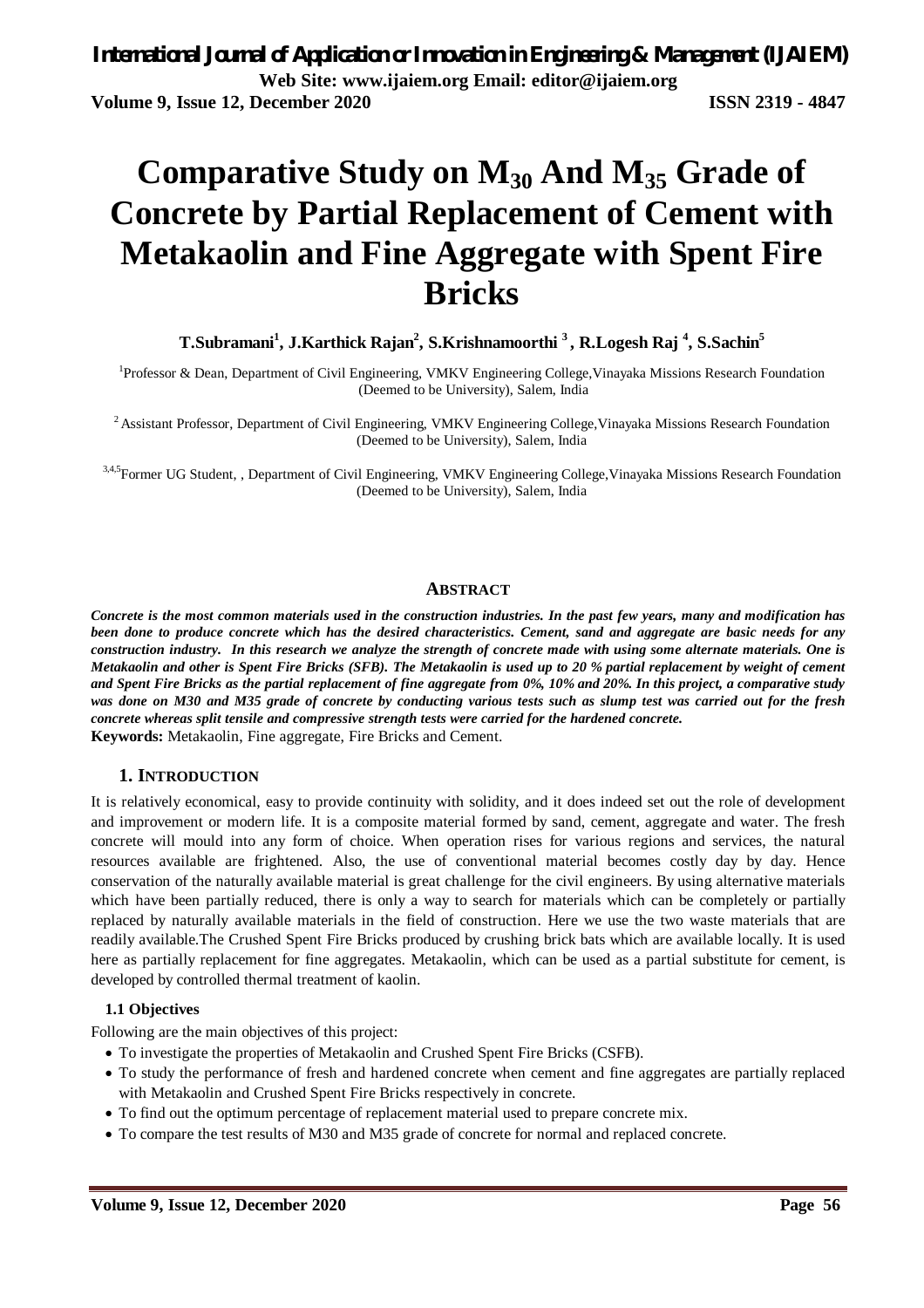# Comparative Study on $M_{30}$ And $M_{35}$ Grade of Concrete by Partial Replacement of Cement with Metakaolin and Fine Aggregate with Spent Fire Bricks

**T.Subramani[1], J.Karthick Rajan[2], S.Krishnamoorthi [3], R.Logesh Raj [4], S.Sachin[5]**

[1]Professor & Dean, Department of Civil Engineering, VMKV Engineering College,Vinayaka Missions Research Foundation (Deemed to be University), Salem, India

[2]Assistant Professor, Department of Civil Engineering, VMKV Engineering College,Vinayaka Missions Research Foundation (Deemed to be University), Salem, India

[3,4,5]Former UG Student, , Department of Civil Engineering, VMKV Engineering College,Vinayaka Missions Research Foundation (Deemed to be University), Salem, India

## ABSTRACT

***Concrete is the most common materials used in the construction industries. In the past few years, many and modification has been done to produce concrete which has the desired characteristics. Cement, sand and aggregate are basic needs for any construction industry. In this research we analyze the strength of concrete made with using some alternate materials. One is Metakaolin and other is Spent Fire Bricks (SFB). The Metakaolin is used up to 20 % partial replacement by weight of cement and Spent Fire Bricks as the partial replacement of fine aggregate from 0%, 10% and 20%. In this project, a comparative study was done on M30 and M35 grade of concrete by conducting various tests such as slump test was carried out for the fresh concrete whereas split tensile and compressive strength tests were carried for the hardened concrete.***

**Keywords:** Metakaolin, Fine aggregate, Fire Bricks and Cement.

## 1. INTRODUCTION

It is relatively economical, easy to provide continuity with solidity, and it does indeed set out the role of development and improvement or modern life. It is a composite material formed by sand, cement, aggregate and water. The fresh concrete will mould into any form of choice. When operation rises for various regions and services, the natural resources available are frightened. Also, the use of conventional material becomes costly day by day. Hence conservation of the naturally available material is great challenge for the civil engineers. By using alternative materials which have been partially reduced, there is only a way to search for materials which can be completely or partially replaced by naturally available materials in the field of construction. Here we use the two waste materials that are readily available.The Crushed Spent Fire Bricks produced by crushing brick bats which are available locally. It is used here as partially replacement for fine aggregates. Metakaolin, which can be used as a partial substitute for cement, is developed by controlled thermal treatment of kaolin.

### 1.1 Objectives

Following are the main objectives of this project:

- To investigate the properties of Metakaolin and Crushed Spent Fire Bricks (CSFB).
- To study the performance of fresh and hardened concrete when cement and fine aggregates are partially replaced with Metakaolin and Crushed Spent Fire Bricks respectively in concrete.
- To find out the optimum percentage of replacement material used to prepare concrete mix.
- To compare the test results of M30 and M35 grade of concrete for normal and replaced concrete.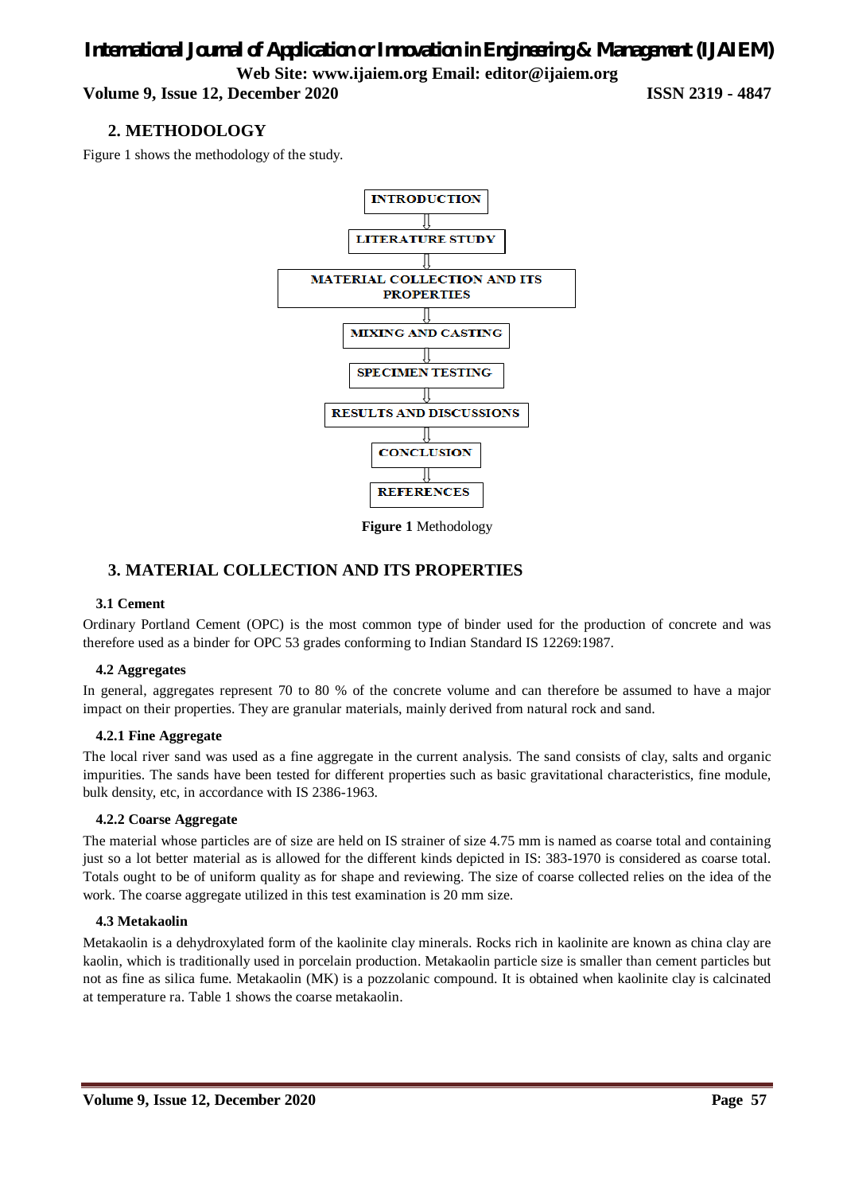## 2. METHODOLOGY

Figure 1 shows the methodology of the study.

INTRODUCTION
⇓
LITERATURE STUDY
⇓
MATERIAL COLLECTION AND ITS PROPERTIES
⇓
MIXING AND CASTING
⇓
SPECIMEN TESTING
⇓
RESULTS AND DISCUSSIONS
⇓
CONCLUSION
⇓
REFERENCES

**Figure 1** Methodology

## 3. MATERIAL COLLECTION AND ITS PROPERTIES

### 3.1 Cement

Ordinary Portland Cement (OPC) is the most common type of binder used for the production of concrete and was therefore used as a binder for OPC 53 grades conforming to Indian Standard IS 12269:1987.

### 4.2 Aggregates

In general, aggregates represent 70 to 80 % of the concrete volume and can therefore be assumed to have a major impact on their properties. They are granular materials, mainly derived from natural rock and sand.

### 4.2.1 Fine Aggregate

The local river sand was used as a fine aggregate in the current analysis. The sand consists of clay, salts and organic impurities. The sands have been tested for different properties such as basic gravitational characteristics, fine module, bulk density, etc, in accordance with IS 2386-1963.

### 4.2.2 Coarse Aggregate

The material whose particles are of size are held on IS strainer of size 4.75 mm is named as coarse total and containing just so a lot better material as is allowed for the different kinds depicted in IS: 383-1970 is considered as coarse total. Totals ought to be of uniform quality as for shape and reviewing. The size of coarse collected relies on the idea of the work. The coarse aggregate utilized in this test examination is 20 mm size.

### 4.3 Metakaolin

Metakaolin is a dehydroxylated form of the kaolinite clay minerals. Rocks rich in kaolinite are known as china clay are kaolin, which is traditionally used in porcelain production. Metakaolin particle size is smaller than cement particles but not as fine as silica fume. Metakaolin (MK) is a pozzolanic compound. It is obtained when kaolinite clay is calcinated at temperature ra. Table 1 shows the coarse metakaolin.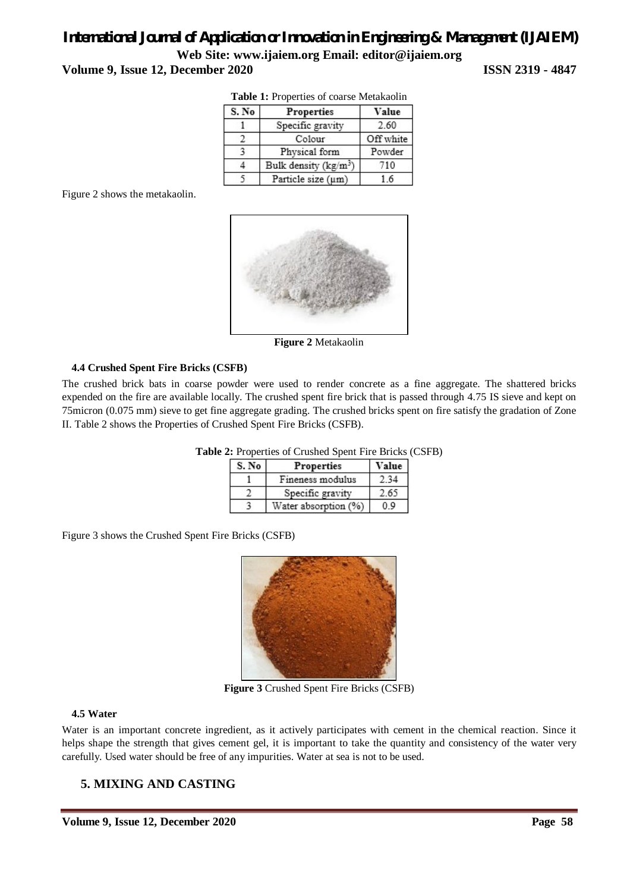**Table 1:** Properties of coarse Metakaolin

| S. No | Properties | Value |
| --- | --- | --- |
| 1 | Specific gravity | 2.60 |
| 2 | Colour | Off white |
| 3 | Physical form | Powder |
| 4 | Bulk density (kg/m$^3$) | 710 |
| 5 | Particle size (μm) | 1.6 |

Figure 2 shows the metakaolin.

**Figure 2** Metakaolin

### 4.4 Crushed Spent Fire Bricks (CSFB)

The crushed brick bats in coarse powder were used to render concrete as a fine aggregate. The shattered bricks expended on the fire are available locally. The crushed spent fire brick that is passed through 4.75 IS sieve and kept on 75micron (0.075 mm) sieve to get fine aggregate grading. The crushed bricks spent on fire satisfy the gradation of Zone II. Table 2 shows the Properties of Crushed Spent Fire Bricks (CSFB).

**Table 2:** Properties of Crushed Spent Fire Bricks (CSFB)

| S. No | Properties | Value |
| --- | --- | --- |
| 1 | Fineness modulus | 2.34 |
| 2 | Specific gravity | 2.65 |
| 3 | Water absorption (%) | 0.9 |

Figure 3 shows the Crushed Spent Fire Bricks (CSFB)

**Figure 3** Crushed Spent Fire Bricks (CSFB)

### 4.5 Water

Water is an important concrete ingredient, as it actively participates with cement in the chemical reaction. Since it helps shape the strength that gives cement gel, it is important to take the quantity and consistency of the water very carefully. Used water should be free of any impurities. Water at sea is not to be used.

## 5. MIXING AND CASTING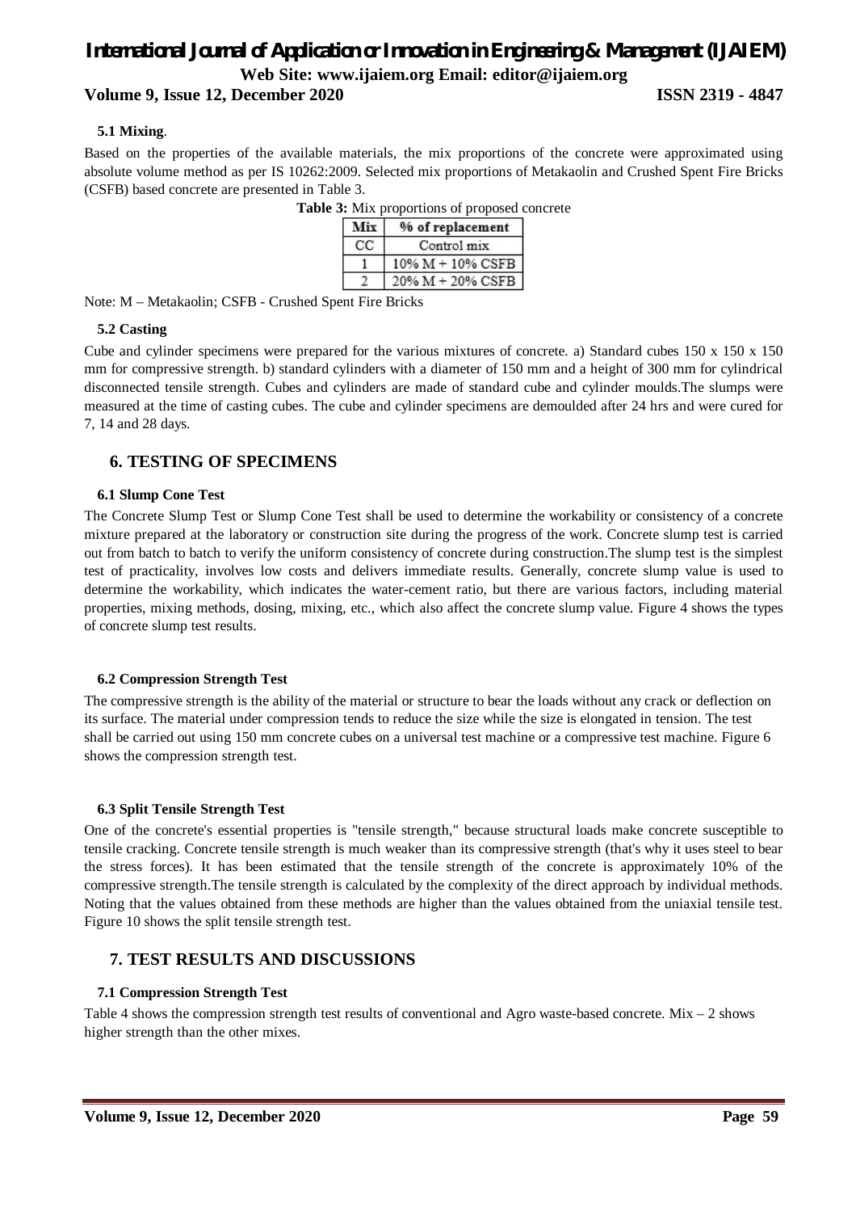### 5.1 Mixing.

Based on the properties of the available materials, the mix proportions of the concrete were approximated using absolute volume method as per IS 10262:2009. Selected mix proportions of Metakaolin and Crushed Spent Fire Bricks (CSFB) based concrete are presented in Table 3.

**Table 3:** Mix proportions of proposed concrete

| Mix | % of replacement |
|---|---|
| CC | Control mix |
| 1 | 10% M + 10% CSFB |
| 2 | 20% M + 20% CSFB |

Note: M – Metakaolin; CSFB - Crushed Spent Fire Bricks

### 5.2 Casting

Cube and cylinder specimens were prepared for the various mixtures of concrete. a) Standard cubes 150 x 150 x 150 mm for compressive strength. b) standard cylinders with a diameter of 150 mm and a height of 300 mm for cylindrical disconnected tensile strength. Cubes and cylinders are made of standard cube and cylinder moulds.The slumps were measured at the time of casting cubes. The cube and cylinder specimens are demoulded after 24 hrs and were cured for 7, 14 and 28 days.

## 6. TESTING OF SPECIMENS

### 6.1 Slump Cone Test

The Concrete Slump Test or Slump Cone Test shall be used to determine the workability or consistency of a concrete mixture prepared at the laboratory or construction site during the progress of the work. Concrete slump test is carried out from batch to batch to verify the uniform consistency of concrete during construction.The slump test is the simplest test of practicality, involves low costs and delivers immediate results. Generally, concrete slump value is used to determine the workability, which indicates the water-cement ratio, but there are various factors, including material properties, mixing methods, dosing, mixing, etc., which also affect the concrete slump value. Figure 4 shows the types of concrete slump test results.

### 6.2 Compression Strength Test

The compressive strength is the ability of the material or structure to bear the loads without any crack or deflection on its surface. The material under compression tends to reduce the size while the size is elongated in tension. The test shall be carried out using 150 mm concrete cubes on a universal test machine or a compressive test machine. Figure 6 shows the compression strength test.

### 6.3 Split Tensile Strength Test

One of the concrete's essential properties is "tensile strength," because structural loads make concrete susceptible to tensile cracking. Concrete tensile strength is much weaker than its compressive strength (that's why it uses steel to bear the stress forces). It has been estimated that the tensile strength of the concrete is approximately 10% of the compressive strength.The tensile strength is calculated by the complexity of the direct approach by individual methods. Noting that the values obtained from these methods are higher than the values obtained from the uniaxial tensile test. Figure 10 shows the split tensile strength test.

## 7. TEST RESULTS AND DISCUSSIONS

### 7.1 Compression Strength Test

Table 4 shows the compression strength test results of conventional and Agro waste-based concrete. Mix – 2 shows higher strength than the other mixes.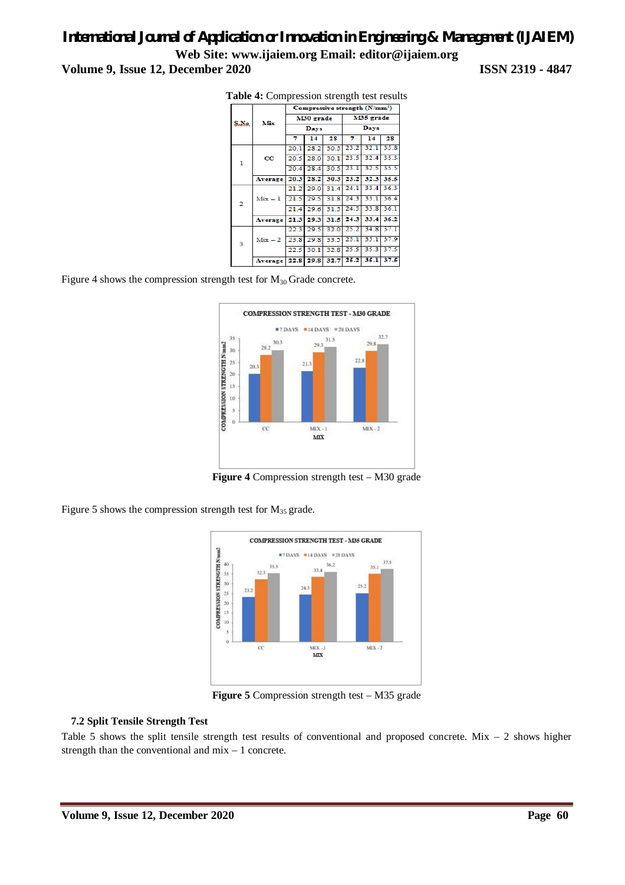**Table 4:** Compression strength test results

| S.No. | Mix | Compressive strength (N/mm²) | | | | | |
|---|---|---|---|---|---|---|---|
| | | M30 grade | | | M35 grade | | |
| | | Days | | | Days | | |
| | | 7 | 14 | 28 | 7 | 14 | 28 |
| 1 | CC | 20.1 | 28.2 | 30.5 | 23.2 | 32.1 | 35.8 |
| | | 20.5 | 28.0 | 30.1 | 23.5 | 32.4 | 35.3 |
| | | 20.4 | 28.4 | 30.5 | 23.1 | 32.5 | 35.5 |
| | Average | **20.3** | **28.2** | **30.3** | **23.2** | **32.3** | **35.5** |
| 2 | Mix – 1 | 21.2 | 29.0 | 31.4 | 24.1 | 33.4 | 36.3 |
| | | 21.5 | 29.5 | 31.8 | 24.3 | 33.1 | 36.4 |
| | | 21.4 | 29.6 | 31.5 | 24.5 | 33.8 | 36.1 |
| | Average | **21.3** | **29.3** | **31.5** | **24.3** | **33.4** | **36.2** |
| 3 | Mix – 2 | 22.3 | 29.5 | 32.0 | 25.2 | 34.8 | 37.1 |
| | | 23.8 | 29.8 | 33.5 | 25.1 | 35.1 | 37.9 |
| | | 22.5 | 30.1 | 32.8 | 25.5 | 35.3 | 37.5 |
| | Average | **22.8** | **29.8** | **32.7** | **25.2** | **35.1** | **37.5** |

Figure 4 shows the compression strength test for $M_{30}$ Grade concrete.

**Figure 4** Compression strength test – M30 grade

Figure 5 shows the compression strength test for $M_{35}$ grade.

**Figure 5** Compression strength test – M35 grade

### 7.2 Split Tensile Strength Test

Table 5 shows the split tensile strength test results of conventional and proposed concrete. Mix – 2 shows higher strength than the conventional and mix – 1 concrete.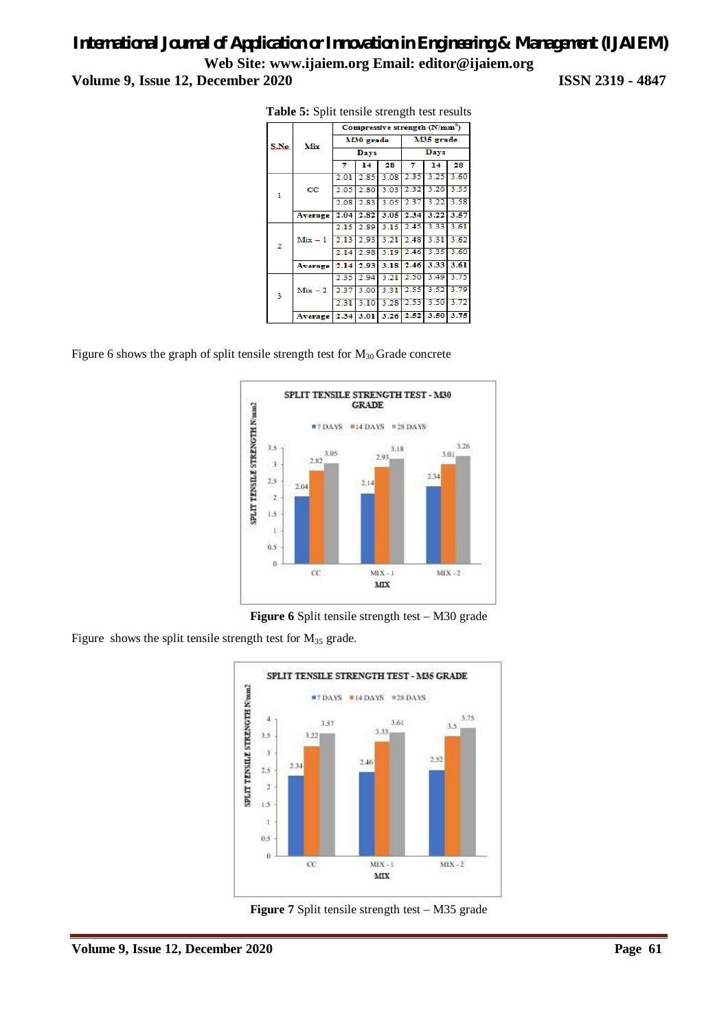**Table 5:** Split tensile strength test results

| S.No | Mix | Compressive strength (N/mm²) | | | | | |
|---|---|---|---|---|---|---|---|
| | | M30 grade | | | M35 grade | | |
| | | Days | | | Days | | |
| | | 7 | 14 | 28 | 7 | 14 | 28 |
| 1 | CC | 2.01 | 2.85 | 3.08 | 2.35 | 3.25 | 3.60 |
| | | 2.05 | 2.80 | 3.03 | 2.32 | 3.20 | 3.55 |
| | | 2.08 | 2.83 | 3.05 | 2.37 | 3.22 | 3.58 |
| | **Average** | **2.04** | **2.82** | **3.05** | **2.34** | **3.22** | **3.57** |
| 2 | Mix – 1 | 2.15 | 2.89 | 3.15 | 2.45 | 3.33 | 3.61 |
| | | 2.13 | 2.93 | 3.21 | 2.48 | 3.31 | 3.62 |
| | | 2.14 | 2.98 | 3.19 | 2.46 | 3.35 | 3.60 |
| | **Average** | **2.14** | **2.93** | **3.18** | **2.46** | **3.33** | **3.61** |
| 3 | Mix – 2 | 2.35 | 2.94 | 3.21 | 2.50 | 3.49 | 3.75 |
| | | 2.37 | 3.00 | 3.31 | 2.55 | 3.52 | 3.79 |
| | | 2.31 | 3.10 | 3.28 | 2.53 | 3.50 | 3.72 |
| | **Average** | **2.34** | **3.01** | **3.26** | **2.52** | **3.50** | **3.75** |

Figure 6 shows the graph of split tensile strength test for $M_{30}$ Grade concrete

**Figure 6** Split tensile strength test – M30 grade

Figure shows the split tensile strength test for $M_{35}$ grade.

**Figure 7** Split tensile strength test – M35 grade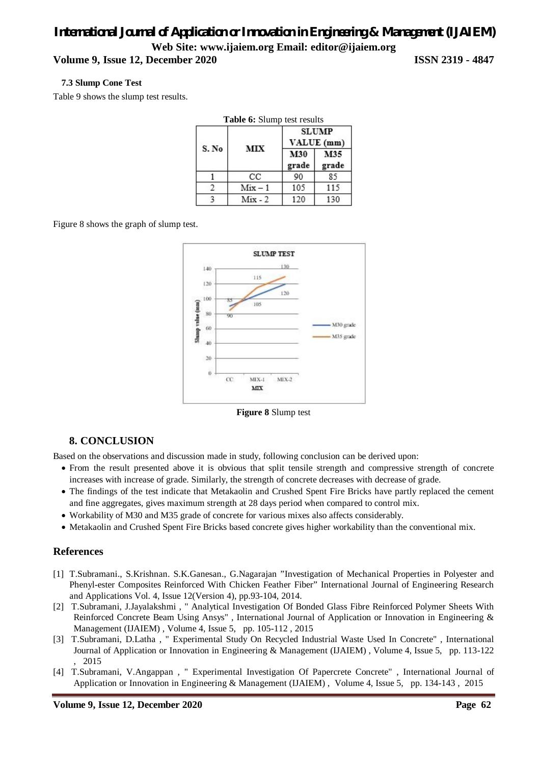### 7.3 Slump Cone Test

Table 9 shows the slump test results.

**Table 6:** Slump test results

| S. No | MIX | SLUMP VALUE (mm) | |
|---|---|---|---|
| | | M30 grade | M35 grade |
| 1 | CC | 90 | 85 |
| 2 | Mix – 1 | 105 | 115 |
| 3 | Mix - 2 | 120 | 130 |

Figure 8 shows the graph of slump test.

**Figure 8** Slump test

## 8. CONCLUSION

Based on the observations and discussion made in study, following conclusion can be derived upon:

- From the result presented above it is obvious that split tensile strength and compressive strength of concrete increases with increase of grade. Similarly, the strength of concrete decreases with decrease of grade.
- The findings of the test indicate that Metakaolin and Crushed Spent Fire Bricks have partly replaced the cement and fine aggregates, gives maximum strength at 28 days period when compared to control mix.
- Workability of M30 and M35 grade of concrete for various mixes also affects considerably.
- Metakaolin and Crushed Spent Fire Bricks based concrete gives higher workability than the conventional mix.

## References

[1] T.Subramani., S.Krishnan. S.K.Ganesan., G.Nagarajan "Investigation of Mechanical Properties in Polyester and Phenyl-ester Composites Reinforced With Chicken Feather Fiber" International Journal of Engineering Research and Applications Vol. 4, Issue 12(Version 4), pp.93-104, 2014.

[2] T.Subramani, J.Jayalakshmi , " Analytical Investigation Of Bonded Glass Fibre Reinforced Polymer Sheets With Reinforced Concrete Beam Using Ansys" , International Journal of Application or Innovation in Engineering & Management (IJAIEM) , Volume 4, Issue 5, pp. 105-112 , 2015

[3] T.Subramani, D.Latha , " Experimental Study On Recycled Industrial Waste Used In Concrete" , International Journal of Application or Innovation in Engineering & Management (IJAIEM) , Volume 4, Issue 5, pp. 113-122 , 2015

[4] T.Subramani, V.Angappan , " Experimental Investigation Of Papercrete Concrete" , International Journal of Application or Innovation in Engineering & Management (IJAIEM) , Volume 4, Issue 5, pp. 134-143 , 2015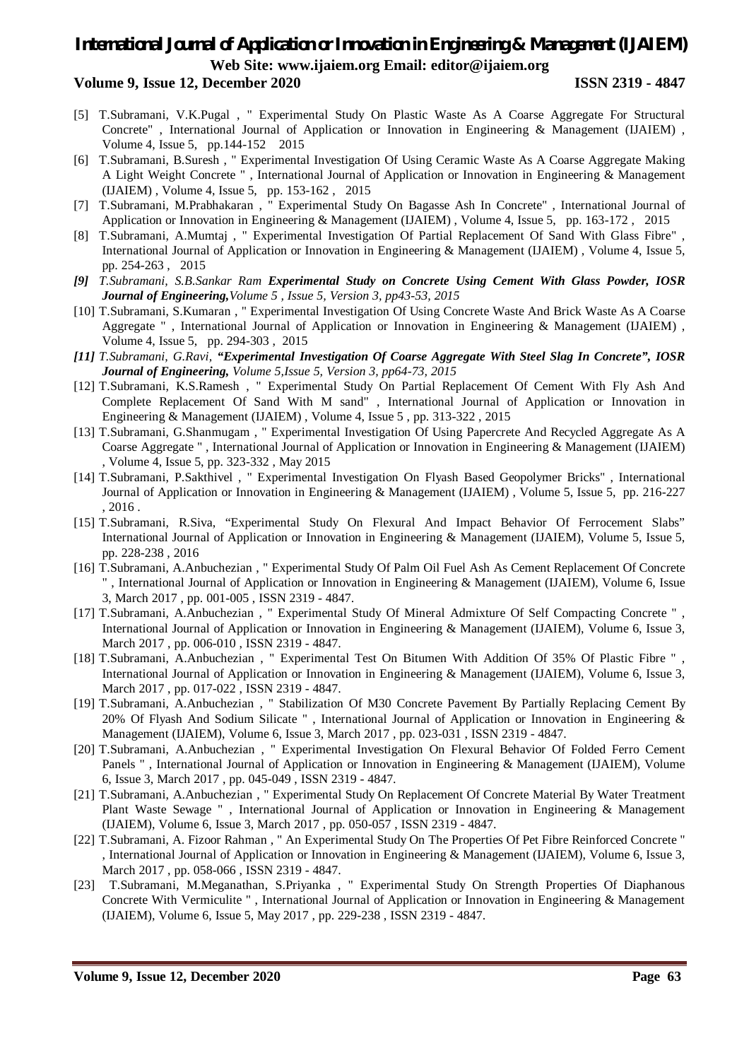[5] T.Subramani, V.K.Pugal , " Experimental Study On Plastic Waste As A Coarse Aggregate For Structural Concrete" , International Journal of Application or Innovation in Engineering & Management (IJAIEM) , Volume 4, Issue 5, pp.144-152 2015

[6] T.Subramani, B.Suresh , " Experimental Investigation Of Using Ceramic Waste As A Coarse Aggregate Making A Light Weight Concrete " , International Journal of Application or Innovation in Engineering & Management (IJAIEM) , Volume 4, Issue 5, pp. 153-162 , 2015

[7] T.Subramani, M.Prabhakaran , " Experimental Study On Bagasse Ash In Concrete" , International Journal of Application or Innovation in Engineering & Management (IJAIEM) , Volume 4, Issue 5, pp. 163-172 , 2015

[8] T.Subramani, A.Mumtaj , " Experimental Investigation Of Partial Replacement Of Sand With Glass Fibre" , International Journal of Application or Innovation in Engineering & Management (IJAIEM) , Volume 4, Issue 5, pp. 254-263 , 2015

*[9] T.Subramani, S.B.Sankar Ram **Experimental Study on Concrete Using Cement With Glass Powder, IOSR Journal of Engineering,**Volume 5 , Issue 5, Version 3, pp43-53, 2015*

[10] T.Subramani, S.Kumaran , " Experimental Investigation Of Using Concrete Waste And Brick Waste As A Coarse Aggregate " , International Journal of Application or Innovation in Engineering & Management (IJAIEM) , Volume 4, Issue 5, pp. 294-303 , 2015

*[11] T.Subramani, G.Ravi, **"Experimental Investigation Of Coarse Aggregate With Steel Slag In Concrete", IOSR Journal of Engineering,** Volume 5,Issue 5, Version 3, pp64-73, 2015*

[12] T.Subramani, K.S.Ramesh , " Experimental Study On Partial Replacement Of Cement With Fly Ash And Complete Replacement Of Sand With M sand" , International Journal of Application or Innovation in Engineering & Management (IJAIEM) , Volume 4, Issue 5 , pp. 313-322 , 2015

[13] T.Subramani, G.Shanmugam , " Experimental Investigation Of Using Papercrete And Recycled Aggregate As A Coarse Aggregate " , International Journal of Application or Innovation in Engineering & Management (IJAIEM) , Volume 4, Issue 5, pp. 323-332 , May 2015

[14] T.Subramani, P.Sakthivel , " Experimental Investigation On Flyash Based Geopolymer Bricks" , International Journal of Application or Innovation in Engineering & Management (IJAIEM) , Volume 5, Issue 5, pp. 216-227 , 2016 .

[15] T.Subramani, R.Siva, "Experimental Study On Flexural And Impact Behavior Of Ferrocement Slabs" International Journal of Application or Innovation in Engineering & Management (IJAIEM), Volume 5, Issue 5, pp. 228-238 , 2016

[16] T.Subramani, A.Anbuchezian , " Experimental Study Of Palm Oil Fuel Ash As Cement Replacement Of Concrete " , International Journal of Application or Innovation in Engineering & Management (IJAIEM), Volume 6, Issue 3, March 2017 , pp. 001-005 , ISSN 2319 - 4847.

[17] T.Subramani, A.Anbuchezian , " Experimental Study Of Mineral Admixture Of Self Compacting Concrete " , International Journal of Application or Innovation in Engineering & Management (IJAIEM), Volume 6, Issue 3, March 2017 , pp. 006-010 , ISSN 2319 - 4847.

[18] T.Subramani, A.Anbuchezian , " Experimental Test On Bitumen With Addition Of 35% Of Plastic Fibre " , International Journal of Application or Innovation in Engineering & Management (IJAIEM), Volume 6, Issue 3, March 2017 , pp. 017-022 , ISSN 2319 - 4847.

[19] T.Subramani, A.Anbuchezian , " Stabilization Of M30 Concrete Pavement By Partially Replacing Cement By 20% Of Flyash And Sodium Silicate " , International Journal of Application or Innovation in Engineering & Management (IJAIEM), Volume 6, Issue 3, March 2017 , pp. 023-031 , ISSN 2319 - 4847.

[20] T.Subramani, A.Anbuchezian , " Experimental Investigation On Flexural Behavior Of Folded Ferro Cement Panels " , International Journal of Application or Innovation in Engineering & Management (IJAIEM), Volume 6, Issue 3, March 2017 , pp. 045-049 , ISSN 2319 - 4847.

[21] T.Subramani, A.Anbuchezian , " Experimental Study On Replacement Of Concrete Material By Water Treatment Plant Waste Sewage " , International Journal of Application or Innovation in Engineering & Management (IJAIEM), Volume 6, Issue 3, March 2017 , pp. 050-057 , ISSN 2319 - 4847.

[22] T.Subramani, A. Fizoor Rahman , " An Experimental Study On The Properties Of Pet Fibre Reinforced Concrete " , International Journal of Application or Innovation in Engineering & Management (IJAIEM), Volume 6, Issue 3, March 2017 , pp. 058-066 , ISSN 2319 - 4847.

[23] T.Subramani, M.Meganathan, S.Priyanka , " Experimental Study On Strength Properties Of Diaphanous Concrete With Vermiculite " , International Journal of Application or Innovation in Engineering & Management (IJAIEM), Volume 6, Issue 5, May 2017 , pp. 229-238 , ISSN 2319 - 4847.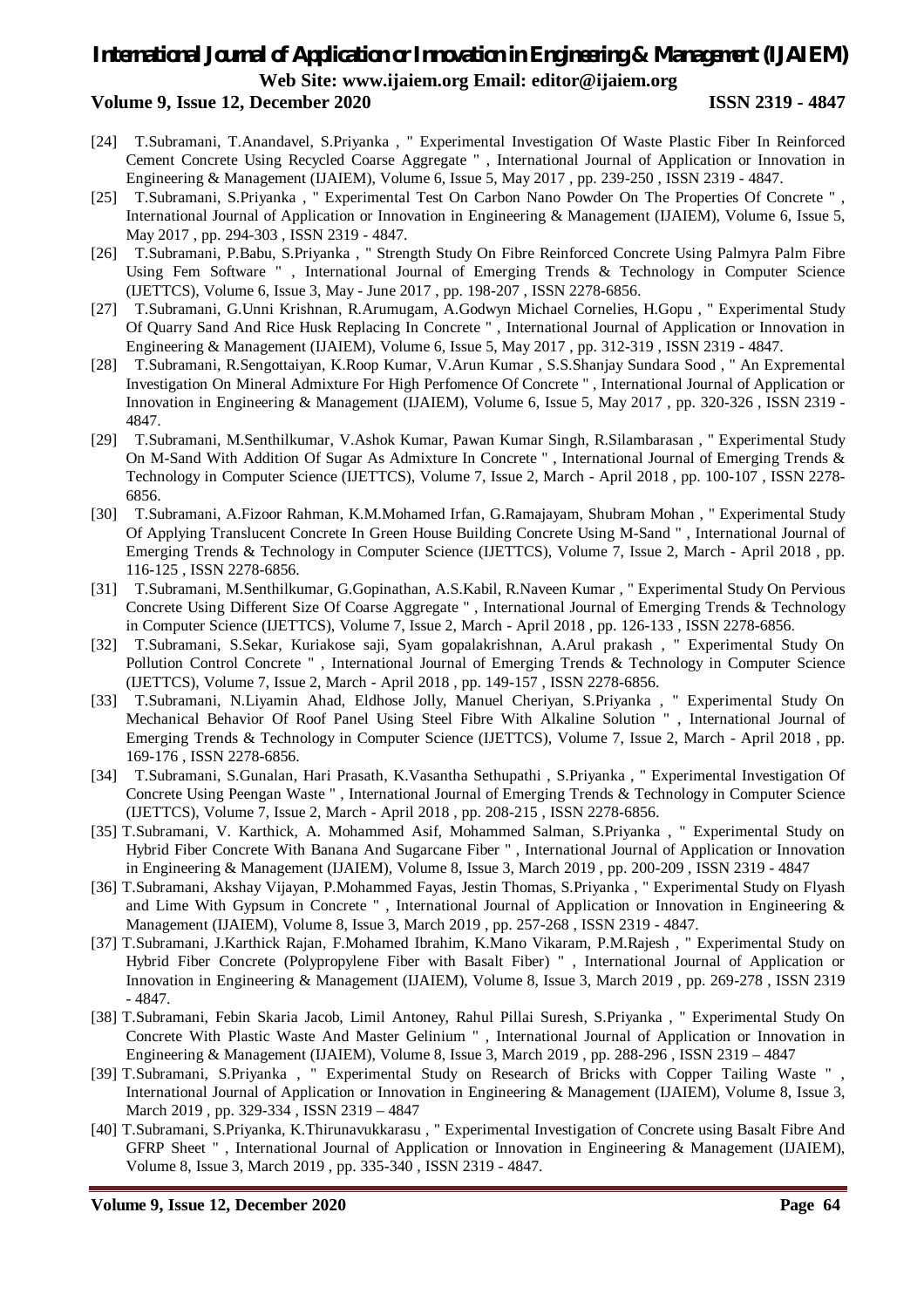[24] T.Subramani, T.Anandavel, S.Priyanka , " Experimental Investigation Of Waste Plastic Fiber In Reinforced Cement Concrete Using Recycled Coarse Aggregate " , International Journal of Application or Innovation in Engineering & Management (IJAIEM), Volume 6, Issue 5, May 2017 , pp. 239-250 , ISSN 2319 - 4847.

[25] T.Subramani, S.Priyanka , " Experimental Test On Carbon Nano Powder On The Properties Of Concrete " , International Journal of Application or Innovation in Engineering & Management (IJAIEM), Volume 6, Issue 5, May 2017 , pp. 294-303 , ISSN 2319 - 4847.

[26] T.Subramani, P.Babu, S.Priyanka , " Strength Study On Fibre Reinforced Concrete Using Palmyra Palm Fibre Using Fem Software " , International Journal of Emerging Trends & Technology in Computer Science (IJETTCS), Volume 6, Issue 3, May - June 2017 , pp. 198-207 , ISSN 2278-6856.

[27] T.Subramani, G.Unni Krishnan, R.Arumugam, A.Godwyn Michael Cornelies, H.Gopu , " Experimental Study Of Quarry Sand And Rice Husk Replacing In Concrete " , International Journal of Application or Innovation in Engineering & Management (IJAIEM), Volume 6, Issue 5, May 2017 , pp. 312-319 , ISSN 2319 - 4847.

[28] T.Subramani, R.Sengottaiyan, K.Roop Kumar, V.Arun Kumar , S.S.Shanjay Sundara Sood , " An Expremental Investigation On Mineral Admixture For High Perfomence Of Concrete " , International Journal of Application or Innovation in Engineering & Management (IJAIEM), Volume 6, Issue 5, May 2017 , pp. 320-326 , ISSN 2319 - 4847.

[29] T.Subramani, M.Senthilkumar, V.Ashok Kumar, Pawan Kumar Singh, R.Silambarasan , " Experimental Study On M-Sand With Addition Of Sugar As Admixture In Concrete " , International Journal of Emerging Trends & Technology in Computer Science (IJETTCS), Volume 7, Issue 2, March - April 2018 , pp. 100-107 , ISSN 2278-6856.

[30] T.Subramani, A.Fizoor Rahman, K.M.Mohamed Irfan, G.Ramajayam, Shubram Mohan , " Experimental Study Of Applying Translucent Concrete In Green House Building Concrete Using M-Sand " , International Journal of Emerging Trends & Technology in Computer Science (IJETTCS), Volume 7, Issue 2, March - April 2018 , pp. 116-125 , ISSN 2278-6856.

[31] T.Subramani, M.Senthilkumar, G.Gopinathan, A.S.Kabil, R.Naveen Kumar , " Experimental Study On Pervious Concrete Using Different Size Of Coarse Aggregate " , International Journal of Emerging Trends & Technology in Computer Science (IJETTCS), Volume 7, Issue 2, March - April 2018 , pp. 126-133 , ISSN 2278-6856.

[32] T.Subramani, S.Sekar, Kuriakose saji, Syam gopalakrishnan, A.Arul prakash , " Experimental Study On Pollution Control Concrete " , International Journal of Emerging Trends & Technology in Computer Science (IJETTCS), Volume 7, Issue 2, March - April 2018 , pp. 149-157 , ISSN 2278-6856.

[33] T.Subramani, N.Liyamin Ahad, Eldhose Jolly, Manuel Cheriyan, S.Priyanka , " Experimental Study On Mechanical Behavior Of Roof Panel Using Steel Fibre With Alkaline Solution " , International Journal of Emerging Trends & Technology in Computer Science (IJETTCS), Volume 7, Issue 2, March - April 2018 , pp. 169-176 , ISSN 2278-6856.

[34] T.Subramani, S.Gunalan, Hari Prasath, K.Vasantha Sethupathi , S.Priyanka , " Experimental Investigation Of Concrete Using Peengan Waste " , International Journal of Emerging Trends & Technology in Computer Science (IJETTCS), Volume 7, Issue 2, March - April 2018 , pp. 208-215 , ISSN 2278-6856.

[35] T.Subramani, V. Karthick, A. Mohammed Asif, Mohammed Salman, S.Priyanka , " Experimental Study on Hybrid Fiber Concrete With Banana And Sugarcane Fiber " , International Journal of Application or Innovation in Engineering & Management (IJAIEM), Volume 8, Issue 3, March 2019 , pp. 200-209 , ISSN 2319 - 4847

[36] T.Subramani, Akshay Vijayan, P.Mohammed Fayas, Jestin Thomas, S.Priyanka , " Experimental Study on Flyash and Lime With Gypsum in Concrete " , International Journal of Application or Innovation in Engineering & Management (IJAIEM), Volume 8, Issue 3, March 2019 , pp. 257-268 , ISSN 2319 - 4847.

[37] T.Subramani, J.Karthick Rajan, F.Mohamed Ibrahim, K.Mano Vikaram, P.M.Rajesh , " Experimental Study on Hybrid Fiber Concrete (Polypropylene Fiber with Basalt Fiber) " , International Journal of Application or Innovation in Engineering & Management (IJAIEM), Volume 8, Issue 3, March 2019 , pp. 269-278 , ISSN 2319 - 4847.

[38] T.Subramani, Febin Skaria Jacob, Limil Antoney, Rahul Pillai Suresh, S.Priyanka , " Experimental Study On Concrete With Plastic Waste And Master Gelinium " , International Journal of Application or Innovation in Engineering & Management (IJAIEM), Volume 8, Issue 3, March 2019 , pp. 288-296 , ISSN 2319 – 4847

[39] T.Subramani, S.Priyanka , " Experimental Study on Research of Bricks with Copper Tailing Waste " , International Journal of Application or Innovation in Engineering & Management (IJAIEM), Volume 8, Issue 3, March 2019 , pp. 329-334 , ISSN 2319 – 4847

[40] T.Subramani, S.Priyanka, K.Thirunavukkarasu , " Experimental Investigation of Concrete using Basalt Fibre And GFRP Sheet " , International Journal of Application or Innovation in Engineering & Management (IJAIEM), Volume 8, Issue 3, March 2019 , pp. 335-340 , ISSN 2319 - 4847.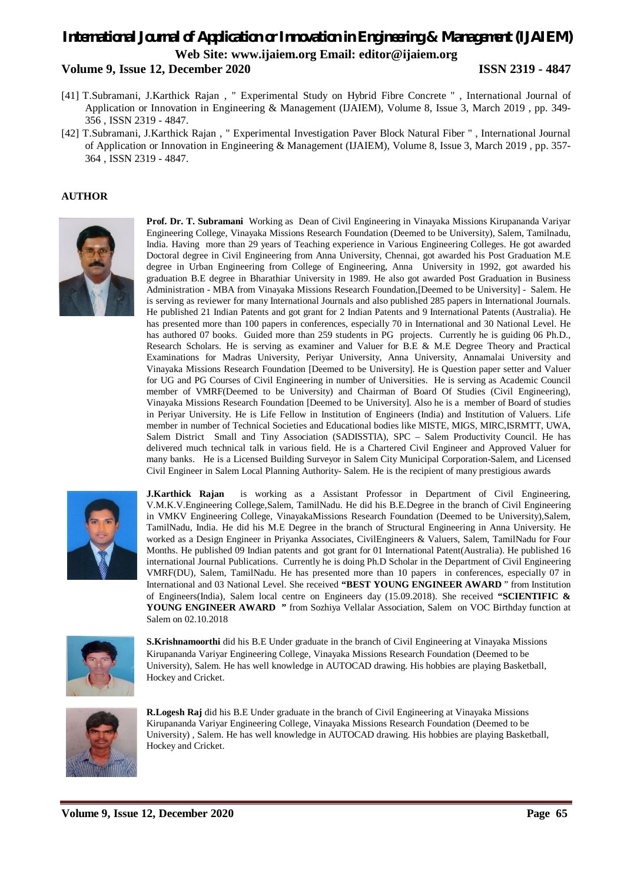[41] T.Subramani, J.Karthick Rajan , " Experimental Study on Hybrid Fibre Concrete " , International Journal of Application or Innovation in Engineering & Management (IJAIEM), Volume 8, Issue 3, March 2019 , pp. 349-356 , ISSN 2319 - 4847.

[42] T.Subramani, J.Karthick Rajan , " Experimental Investigation Paver Block Natural Fiber " , International Journal of Application or Innovation in Engineering & Management (IJAIEM), Volume 8, Issue 3, March 2019 , pp. 357-364 , ISSN 2319 - 4847.

**AUTHOR**

**Prof. Dr. T. Subramani** Working as Dean of Civil Engineering in Vinayaka Missions Kirupananda Variyar Engineering College, Vinayaka Missions Research Foundation (Deemed to be University), Salem, Tamilnadu, India. Having more than 29 years of Teaching experience in Various Engineering Colleges. He got awarded Doctoral degree in Civil Engineering from Anna University, Chennai, got awarded his Post Graduation M.E degree in Urban Engineering from College of Engineering, Anna University in 1992, got awarded his graduation B.E degree in Bharathiar University in 1989. He also got awarded Post Graduation in Business Administration - MBA from Vinayaka Missions Research Foundation,[Deemed to be University] - Salem. He is serving as reviewer for many International Journals and also published 285 papers in International Journals. He published 21 Indian Patents and got grant for 2 Indian Patents and 9 International Patents (Australia). He has presented more than 100 papers in conferences, especially 70 in International and 30 National Level. He has authored 07 books. Guided more than 259 students in PG projects. Currently he is guiding 06 Ph.D., Research Scholars. He is serving as examiner and Valuer for B.E & M.E Degree Theory and Practical Examinations for Madras University, Periyar University, Anna University, Annamalai University and Vinayaka Missions Research Foundation [Deemed to be University]. He is Question paper setter and Valuer for UG and PG Courses of Civil Engineering in number of Universities. He is serving as Academic Council member of VMRF(Deemed to be University) and Chairman of Board Of Studies (Civil Engineering), Vinayaka Missions Research Foundation [Deemed to be University]. Also he is a member of Board of studies in Periyar University. He is Life Fellow in Institution of Engineers (India) and Institution of Valuers. Life member in number of Technical Societies and Educational bodies like MISTE, MIGS, MIRC,ISRMTT, UWA, Salem District Small and Tiny Association (SADISSTIA), SPC – Salem Productivity Council. He has delivered much technical talk in various field. He is a Chartered Civil Engineer and Approved Valuer for many banks. He is a Licensed Building Surveyor in Salem City Municipal Corporation-Salem, and Licensed Civil Engineer in Salem Local Planning Authority- Salem. He is the recipient of many prestigious awards

**J.Karthick Rajan** is working as a Assistant Professor in Department of Civil Engineering, V.M.K.V.Engineering College,Salem, TamilNadu. He did his B.E.Degree in the branch of Civil Engineering in VMKV Engineering College, VinayakaMissions Research Foundation (Deemed to be University),Salem, TamilNadu, India. He did his M.E Degree in the branch of Structural Engineering in Anna University. He worked as a Design Engineer in Priyanka Associates, CivilEngineers & Valuers, Salem, TamilNadu for Four Months. He published 09 Indian patents and got grant for 01 International Patent(Australia). He published 16 international Journal Publications. Currently he is doing Ph.D Scholar in the Department of Civil Engineering VMRF(DU), Salem, TamilNadu. He has presented more than 10 papers in conferences, especially 07 in International and 03 National Level. She received **"BEST YOUNG ENGINEER AWARD** " from Institution of Engineers(India), Salem local centre on Engineers day (15.09.2018). She received **"SCIENTIFIC & YOUNG ENGINEER AWARD "** from Sozhiya Vellalar Association, Salem on VOC Birthday function at Salem on 02.10.2018

**S.Krishnamoorthi** did his B.E Under graduate in the branch of Civil Engineering at Vinayaka Missions Kirupananda Variyar Engineering College, Vinayaka Missions Research Foundation (Deemed to be University), Salem. He has well knowledge in AUTOCAD drawing. His hobbies are playing Basketball, Hockey and Cricket.

**R.Logesh Raj** did his B.E Under graduate in the branch of Civil Engineering at Vinayaka Missions Kirupananda Variyar Engineering College, Vinayaka Missions Research Foundation (Deemed to be University) , Salem. He has well knowledge in AUTOCAD drawing. His hobbies are playing Basketball, Hockey and Cricket.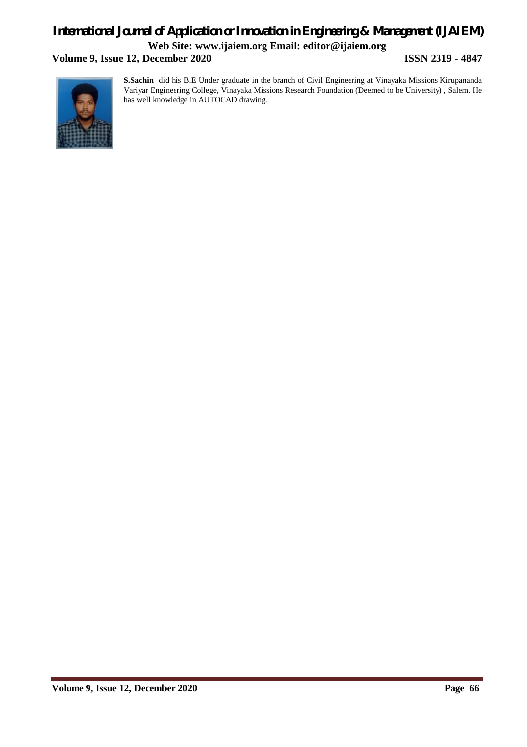**S.Sachin** did his B.E Under graduate in the branch of Civil Engineering at Vinayaka Missions Kirupananda Variyar Engineering College, Vinayaka Missions Research Foundation (Deemed to be University) , Salem. He has well knowledge in AUTOCAD drawing.